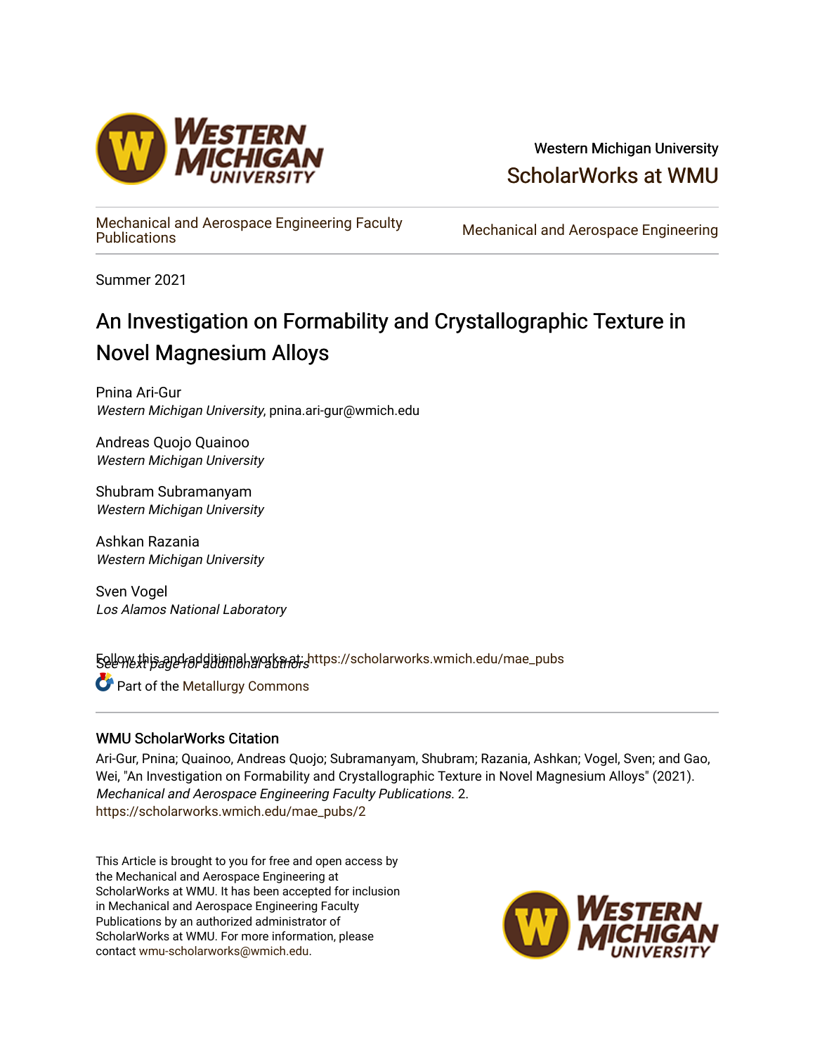Western Michigan University

ScholarWorks at WMU

Mechanical and Aerospace Engineering Faculty Publications

Mechanical and Aerospace Engineering

Summer 2021

# An Investigation on Formability and Crystallographic Texture in Novel Magnesium Alloys

Pnina Ari-Gur
*Western Michigan University*, pnina.ari-gur@wmich.edu

Andreas Quojo Quainoo
*Western Michigan University*

Shubram Subramanyam
*Western Michigan University*

Ashkan Razania
*Western Michigan University*

Sven Vogel
*Los Alamos National Laboratory*

*See next page for additional authors*

Follow this and additional works at: https://scholarworks.wmich.edu/mae_pubs

Part of the Metallurgy Commons

## WMU ScholarWorks Citation

Ari-Gur, Pnina; Quainoo, Andreas Quojo; Subramanyam, Shubram; Razania, Ashkan; Vogel, Sven; and Gao, Wei, "An Investigation on Formability and Crystallographic Texture in Novel Magnesium Alloys" (2021). *Mechanical and Aerospace Engineering Faculty Publications*. 2.
https://scholarworks.wmich.edu/mae_pubs/2

This Article is brought to you for free and open access by the Mechanical and Aerospace Engineering at ScholarWorks at WMU. It has been accepted for inclusion in Mechanical and Aerospace Engineering Faculty Publications by an authorized administrator of ScholarWorks at WMU. For more information, please contact wmu-scholarworks@wmich.edu.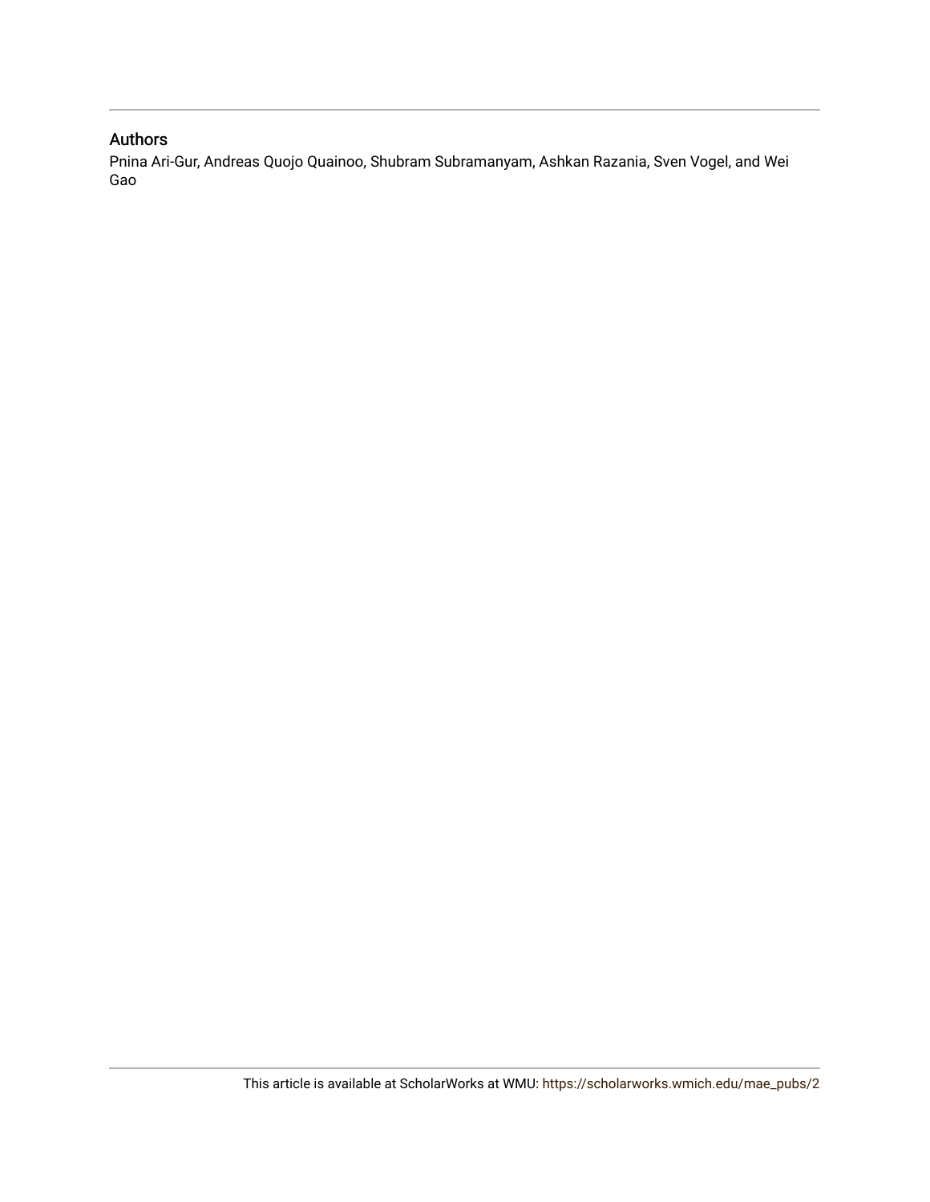## Authors

Pnina Ari-Gur, Andreas Quojo Quainoo, Shubram Subramanyam, Ashkan Razania, Sven Vogel, and Wei Gao

This article is available at ScholarWorks at WMU: https://scholarworks.wmich.edu/mae_pubs/2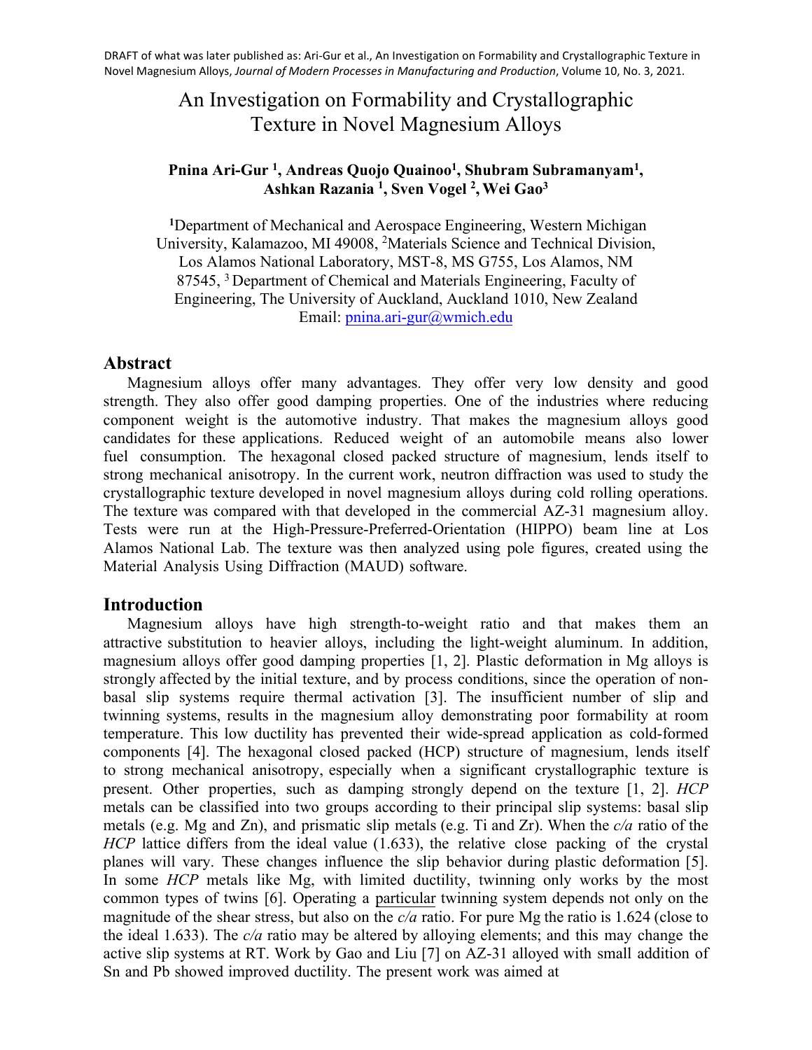DRAFT of what was later published as: Ari-Gur et al., An Investigation on Formability and Crystallographic Texture in Novel Magnesium Alloys, *Journal of Modern Processes in Manufacturing and Production*, Volume 10, No. 3, 2021.

# An Investigation on Formability and Crystallographic Texture in Novel Magnesium Alloys

**Pnina Ari-Gur [1], Andreas Quojo Quainoo[1], Shubram Subramanyam[1], Ashkan Razania [1], Sven Vogel [2], Wei Gao[3]**

[1]Department of Mechanical and Aerospace Engineering, Western Michigan University, Kalamazoo, MI 49008, [2]Materials Science and Technical Division, Los Alamos National Laboratory, MST-8, MS G755, Los Alamos, NM 87545, [3] Department of Chemical and Materials Engineering, Faculty of Engineering, The University of Auckland, Auckland 1010, New Zealand
Email: pnina.ari-gur@wmich.edu

## Abstract

Magnesium alloys offer many advantages. They offer very low density and good strength. They also offer good damping properties. One of the industries where reducing component weight is the automotive industry. That makes the magnesium alloys good candidates for these applications. Reduced weight of an automobile means also lower fuel consumption. The hexagonal closed packed structure of magnesium, lends itself to strong mechanical anisotropy. In the current work, neutron diffraction was used to study the crystallographic texture developed in novel magnesium alloys during cold rolling operations. The texture was compared with that developed in the commercial AZ-31 magnesium alloy. Tests were run at the High-Pressure-Preferred-Orientation (HIPPO) beam line at Los Alamos National Lab. The texture was then analyzed using pole figures, created using the Material Analysis Using Diffraction (MAUD) software.

## Introduction

Magnesium alloys have high strength-to-weight ratio and that makes them an attractive substitution to heavier alloys, including the light-weight aluminum. In addition, magnesium alloys offer good damping properties [1, 2]. Plastic deformation in Mg alloys is strongly affected by the initial texture, and by process conditions, since the operation of non-basal slip systems require thermal activation [3]. The insufficient number of slip and twinning systems, results in the magnesium alloy demonstrating poor formability at room temperature. This low ductility has prevented their wide-spread application as cold-formed components [4]. The hexagonal closed packed (HCP) structure of magnesium, lends itself to strong mechanical anisotropy, especially when a significant crystallographic texture is present. Other properties, such as damping strongly depend on the texture [1, 2]. *HCP* metals can be classified into two groups according to their principal slip systems: basal slip metals (e.g. Mg and Zn), and prismatic slip metals (e.g. Ti and Zr). When the *c/a* ratio of the *HCP* lattice differs from the ideal value (1.633), the relative close packing of the crystal planes will vary. These changes influence the slip behavior during plastic deformation [5]. In some *HCP* metals like Mg, with limited ductility, twinning only works by the most common types of twins [6]. Operating a particular twinning system depends not only on the magnitude of the shear stress, but also on the *c/a* ratio. For pure Mg the ratio is 1.624 (close to the ideal 1.633). The *c/a* ratio may be altered by alloying elements; and this may change the active slip systems at RT. Work by Gao and Liu [7] on AZ-31 alloyed with small addition of Sn and Pb showed improved ductility. The present work was aimed at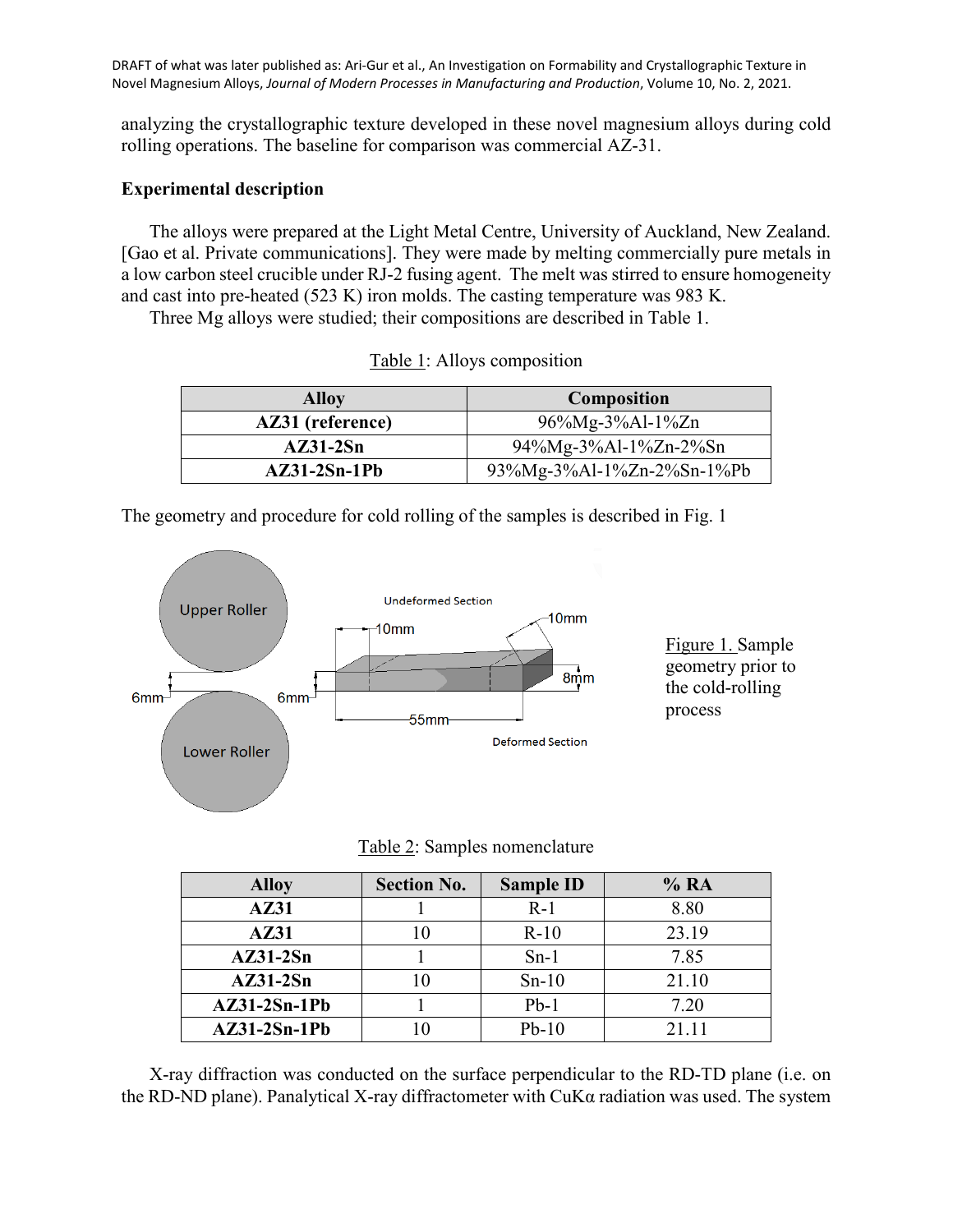analyzing the crystallographic texture developed in these novel magnesium alloys during cold rolling operations. The baseline for comparison was commercial AZ-31.

## Experimental description

The alloys were prepared at the Light Metal Centre, University of Auckland, New Zealand. [Gao et al. Private communications]. They were made by melting commercially pure metals in a low carbon steel crucible under RJ-2 fusing agent. The melt was stirred to ensure homogeneity and cast into pre-heated (523 K) iron molds. The casting temperature was 983 K.

Three Mg alloys were studied; their compositions are described in Table 1.

Table 1: Alloys composition

| Alloy | Composition |
|---|---|
| **AZ31 (reference)** | 96%Mg-3%Al-1%Zn |
| **AZ31-2Sn** | 94%Mg-3%Al-1%Zn-2%Sn |
| **AZ31-2Sn-1Pb** | 93%Mg-3%Al-1%Zn-2%Sn-1%Pb |

The geometry and procedure for cold rolling of the samples is described in Fig. 1

Figure 1. Sample geometry prior to the cold-rolling process

Table 2: Samples nomenclature

| Alloy | Section No. | Sample ID | % RA |
|---|---|---|---|
| **AZ31** | 1 | R-1 | 8.80 |
| **AZ31** | 10 | R-10 | 23.19 |
| **AZ31-2Sn** | 1 | Sn-1 | 7.85 |
| **AZ31-2Sn** | 10 | Sn-10 | 21.10 |
| **AZ31-2Sn-1Pb** | 1 | Pb-1 | 7.20 |
| **AZ31-2Sn-1Pb** | 10 | Pb-10 | 21.11 |

X-ray diffraction was conducted on the surface perpendicular to the RD-TD plane (i.e. on the RD-ND plane). Panalytical X-ray diffractometer with CuKα radiation was used. The system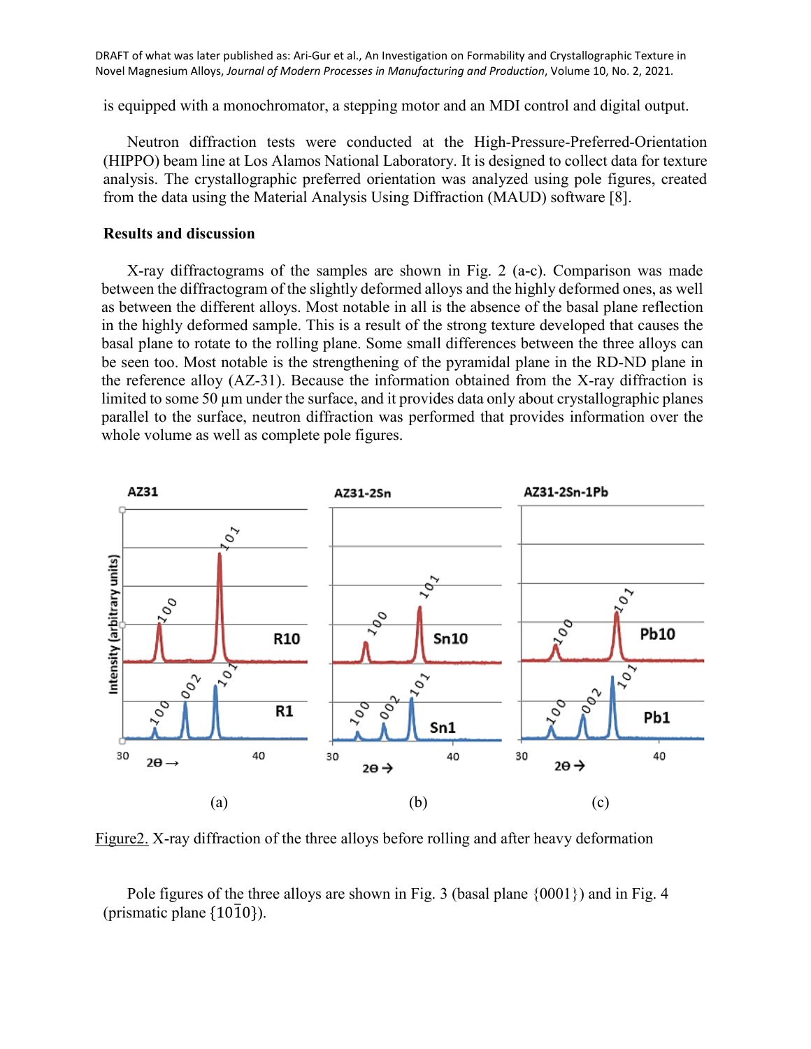is equipped with a monochromator, a stepping motor and an MDI control and digital output.

Neutron diffraction tests were conducted at the High-Pressure-Preferred-Orientation (HIPPO) beam line at Los Alamos National Laboratory. It is designed to collect data for texture analysis. The crystallographic preferred orientation was analyzed using pole figures, created from the data using the Material Analysis Using Diffraction (MAUD) software [8].

**Results and discussion**

X-ray diffractograms of the samples are shown in Fig. 2 (a-c). Comparison was made between the diffractogram of the slightly deformed alloys and the highly deformed ones, as well as between the different alloys. Most notable in all is the absence of the basal plane reflection in the highly deformed sample. This is a result of the strong texture developed that causes the basal plane to rotate to the rolling plane. Some small differences between the three alloys can be seen too. Most notable is the strengthening of the pyramidal plane in the RD-ND plane in the reference alloy (AZ-31). Because the information obtained from the X-ray diffraction is limited to some 50 µm under the surface, and it provides data only about crystallographic planes parallel to the surface, neutron diffraction was performed that provides information over the whole volume as well as complete pole figures.

Figure2. X-ray diffraction of the three alloys before rolling and after heavy deformation

Pole figures of the three alloys are shown in Fig. 3 (basal plane {0001}) and in Fig. 4 (prismatic plane $\{10\bar{1}0\}$).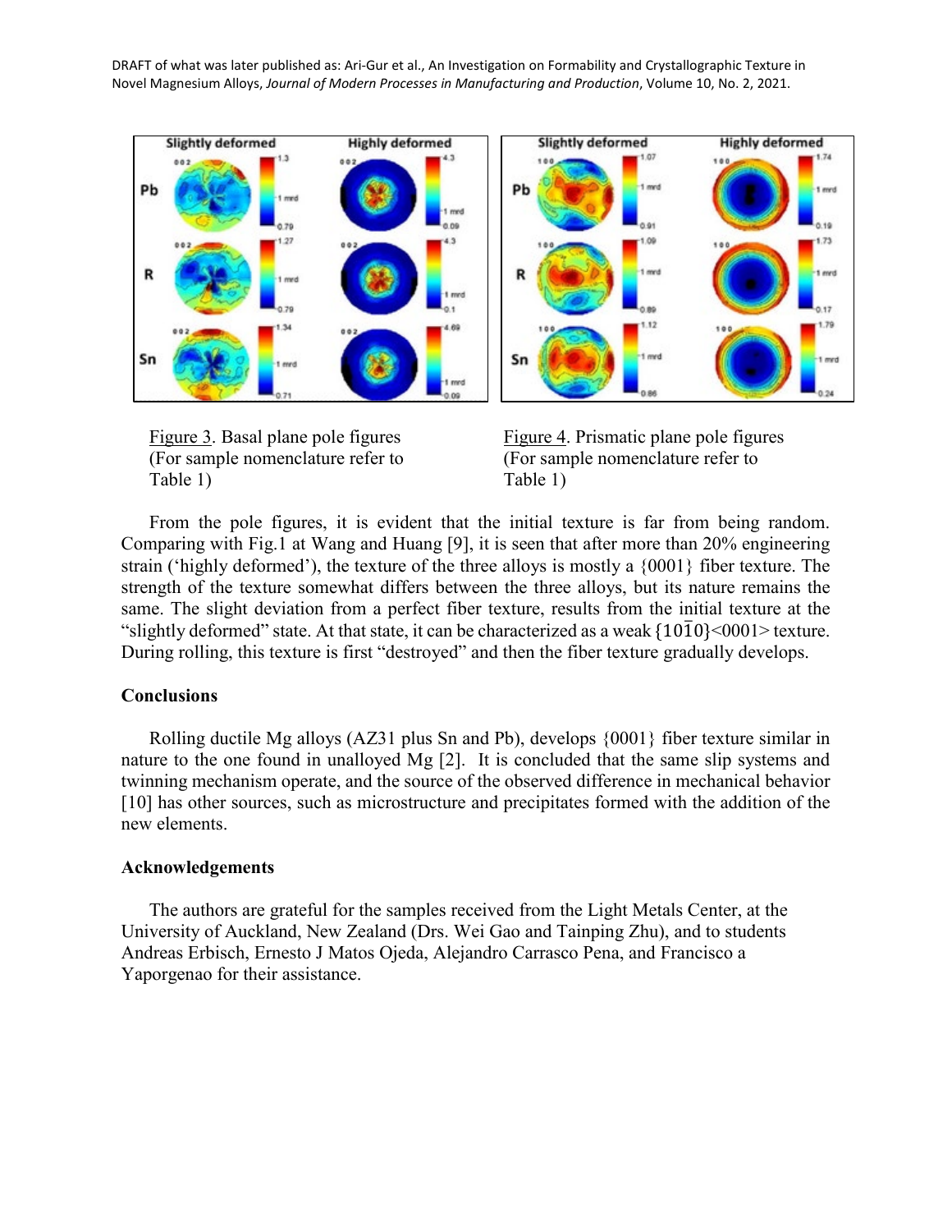Figure 3. Basal plane pole figures (For sample nomenclature refer to Table 1)

Figure 4. Prismatic plane pole figures (For sample nomenclature refer to Table 1)

From the pole figures, it is evident that the initial texture is far from being random. Comparing with Fig.1 at Wang and Huang [9], it is seen that after more than 20% engineering strain ('highly deformed'), the texture of the three alloys is mostly a {0001} fiber texture. The strength of the texture somewhat differs between the three alloys, but its nature remains the same. The slight deviation from a perfect fiber texture, results from the initial texture at the "slightly deformed" state. At that state, it can be characterized as a weak $\{10\bar{1}0\}$<0001> texture. During rolling, this texture is first "destroyed" and then the fiber texture gradually develops.

## Conclusions

Rolling ductile Mg alloys (AZ31 plus Sn and Pb), develops {0001} fiber texture similar in nature to the one found in unalloyed Mg [2]. It is concluded that the same slip systems and twinning mechanism operate, and the source of the observed difference in mechanical behavior [10] has other sources, such as microstructure and precipitates formed with the addition of the new elements.

## Acknowledgements

The authors are grateful for the samples received from the Light Metals Center, at the University of Auckland, New Zealand (Drs. Wei Gao and Tainping Zhu), and to students Andreas Erbisch, Ernesto J Matos Ojeda, Alejandro Carrasco Pena, and Francisco a Yaporgenao for their assistance.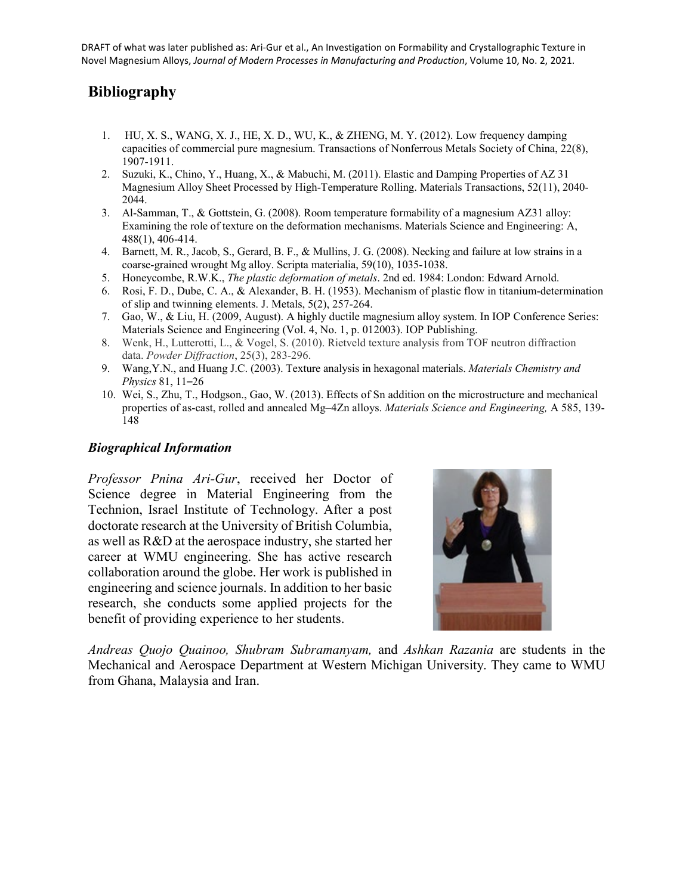# Bibliography

1. HU, X. S., WANG, X. J., HE, X. D., WU, K., & ZHENG, M. Y. (2012). Low frequency damping capacities of commercial pure magnesium. Transactions of Nonferrous Metals Society of China, 22(8), 1907-1911.
2. Suzuki, K., Chino, Y., Huang, X., & Mabuchi, M. (2011). Elastic and Damping Properties of AZ 31 Magnesium Alloy Sheet Processed by High-Temperature Rolling. Materials Transactions, 52(11), 2040-2044.
3. Al-Samman, T., & Gottstein, G. (2008). Room temperature formability of a magnesium AZ31 alloy: Examining the role of texture on the deformation mechanisms. Materials Science and Engineering: A, 488(1), 406-414.
4. Barnett, M. R., Jacob, S., Gerard, B. F., & Mullins, J. G. (2008). Necking and failure at low strains in a coarse-grained wrought Mg alloy. Scripta materialia, 59(10), 1035-1038.
5. Honeycombe, R.W.K., *The plastic deformation of metals*. 2nd ed. 1984: London: Edward Arnold.
6. Rosi, F. D., Dube, C. A., & Alexander, B. H. (1953). Mechanism of plastic flow in titanium-determination of slip and twinning elements. J. Metals, 5(2), 257-264.
7. Gao, W., & Liu, H. (2009, August). A highly ductile magnesium alloy system. In IOP Conference Series: Materials Science and Engineering (Vol. 4, No. 1, p. 012003). IOP Publishing.
8. Wenk, H., Lutterotti, L., & Vogel, S. (2010). Rietveld texture analysis from TOF neutron diffraction data. *Powder Diffraction*, 25(3), 283-296.
9. Wang,Y.N., and Huang J.C. (2003). Texture analysis in hexagonal materials. *Materials Chemistry and Physics* 81, 11–26
10. Wei, S., Zhu, T., Hodgson., Gao, W. (2013). Effects of Sn addition on the microstructure and mechanical properties of as-cast, rolled and annealed Mg–4Zn alloys. *Materials Science and Engineering,* A 585, 139-148

## *Biographical Information*

*Professor Pnina Ari-Gur*, received her Doctor of Science degree in Material Engineering from the Technion, Israel Institute of Technology. After a post doctorate research at the University of British Columbia, as well as R&D at the aerospace industry, she started her career at WMU engineering. She has active research collaboration around the globe. Her work is published in engineering and science journals. In addition to her basic research, she conducts some applied projects for the benefit of providing experience to her students.

*Andreas Quojo Quainoo, Shubram Subramanyam,* and *Ashkan Razania* are students in the Mechanical and Aerospace Department at Western Michigan University. They came to WMU from Ghana, Malaysia and Iran.